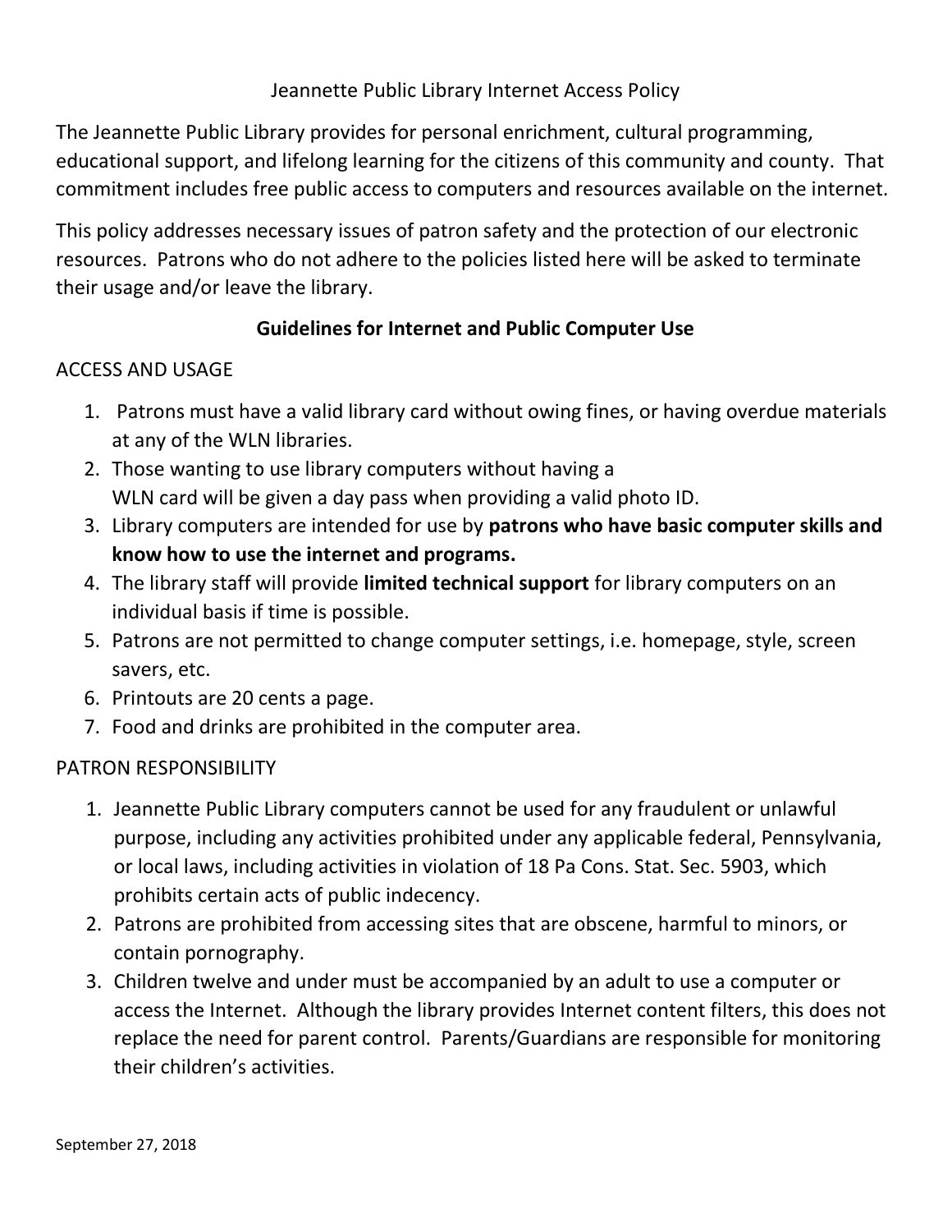# Jeannette Public Library Internet Access Policy

The Jeannette Public Library provides for personal enrichment, cultural programming, educational support, and lifelong learning for the citizens of this community and county. That commitment includes free public access to computers and resources available on the internet.

This policy addresses necessary issues of patron safety and the protection of our electronic resources. Patrons who do not adhere to the policies listed here will be asked to terminate their usage and/or leave the library.

## Guidelines for Internet and Public Computer Use

### ACCESS AND USAGE

1. Patrons must have a valid library card without owing fines, or having overdue materials at any of the WLN libraries.
2. Those wanting to use library computers without having a WLN card will be given a day pass when providing a valid photo ID.
3. Library computers are intended for use by **patrons who have basic computer skills and know how to use the internet and programs.**
4. The library staff will provide **limited technical support** for library computers on an individual basis if time is possible.
5. Patrons are not permitted to change computer settings, i.e. homepage, style, screen savers, etc.
6. Printouts are 20 cents a page.
7. Food and drinks are prohibited in the computer area.

### PATRON RESPONSIBILITY

1. Jeannette Public Library computers cannot be used for any fraudulent or unlawful purpose, including any activities prohibited under any applicable federal, Pennsylvania, or local laws, including activities in violation of 18 Pa Cons. Stat. Sec. 5903, which prohibits certain acts of public indecency.
2. Patrons are prohibited from accessing sites that are obscene, harmful to minors, or contain pornography.
3. Children twelve and under must be accompanied by an adult to use a computer or access the Internet. Although the library provides Internet content filters, this does not replace the need for parent control. Parents/Guardians are responsible for monitoring their children's activities.

September 27, 2018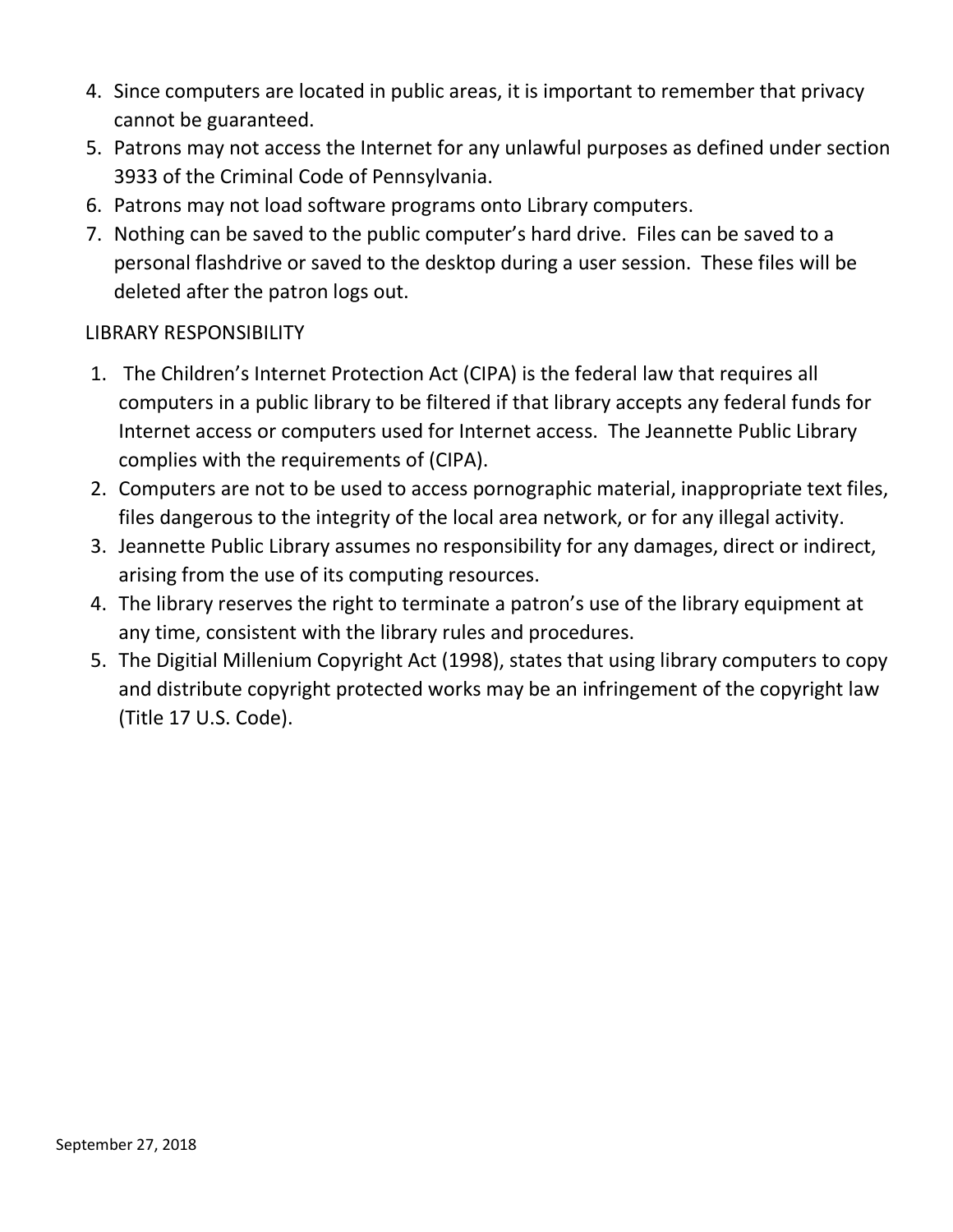4. Since computers are located in public areas, it is important to remember that privacy cannot be guaranteed.
5. Patrons may not access the Internet for any unlawful purposes as defined under section 3933 of the Criminal Code of Pennsylvania.
6. Patrons may not load software programs onto Library computers.
7. Nothing can be saved to the public computer's hard drive. Files can be saved to a personal flashdrive or saved to the desktop during a user session. These files will be deleted after the patron logs out.

LIBRARY RESPONSIBILITY

1. The Children's Internet Protection Act (CIPA) is the federal law that requires all computers in a public library to be filtered if that library accepts any federal funds for Internet access or computers used for Internet access. The Jeannette Public Library complies with the requirements of (CIPA).
2. Computers are not to be used to access pornographic material, inappropriate text files, files dangerous to the integrity of the local area network, or for any illegal activity.
3. Jeannette Public Library assumes no responsibility for any damages, direct or indirect, arising from the use of its computing resources.
4. The library reserves the right to terminate a patron's use of the library equipment at any time, consistent with the library rules and procedures.
5. The Digitial Millenium Copyright Act (1998), states that using library computers to copy and distribute copyright protected works may be an infringement of the copyright law (Title 17 U.S. Code).

September 27, 2018